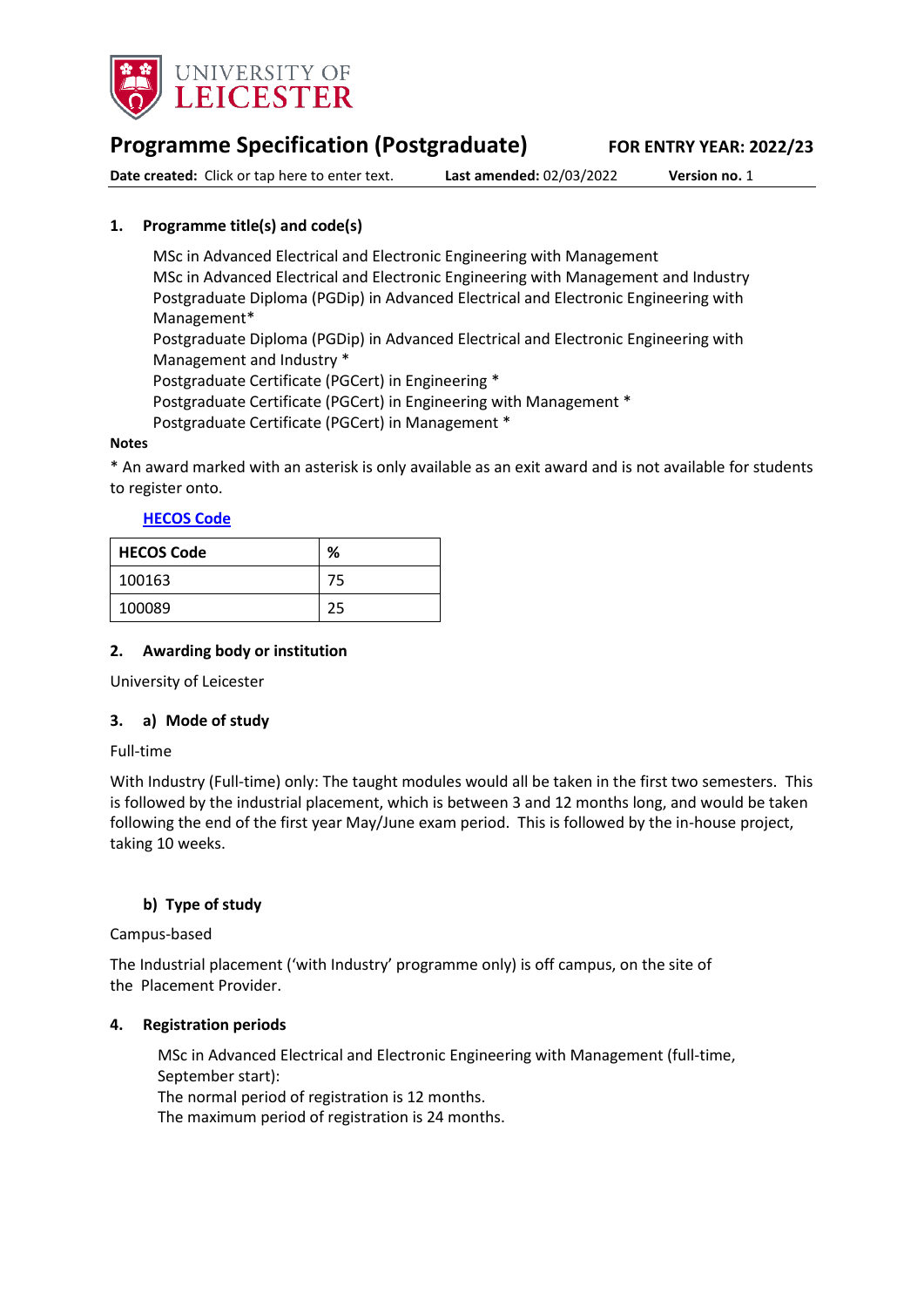UNIVERSITY OF LEICESTER

# Programme Specification (Postgraduate)

**FOR ENTRY YEAR: 2022/23**

**Date created:** Click or tap here to enter text. **Last amended:** 02/03/2022 **Version no.** 1

## 1. Programme title(s) and code(s)

MSc in Advanced Electrical and Electronic Engineering with Management
MSc in Advanced Electrical and Electronic Engineering with Management and Industry
Postgraduate Diploma (PGDip) in Advanced Electrical and Electronic Engineering with Management*
Postgraduate Diploma (PGDip) in Advanced Electrical and Electronic Engineering with Management and Industry *
Postgraduate Certificate (PGCert) in Engineering *
Postgraduate Certificate (PGCert) in Engineering with Management *
Postgraduate Certificate (PGCert) in Management *

**Notes**

* An award marked with an asterisk is only available as an exit award and is not available for students to register onto.

**HECOS Code**

| HECOS Code | % |
|---|---|
| 100163 | 75 |
| 100089 | 25 |

## 2. Awarding body or institution

University of Leicester

## 3. a) Mode of study

Full-time

With Industry (Full-time) only: The taught modules would all be taken in the first two semesters. This is followed by the industrial placement, which is between 3 and 12 months long, and would be taken following the end of the first year May/June exam period. This is followed by the in-house project, taking 10 weeks.

### b) Type of study

Campus-based

The Industrial placement ('with Industry' programme only) is off campus, on the site of the Placement Provider.

## 4. Registration periods

MSc in Advanced Electrical and Electronic Engineering with Management (full-time, September start):
The normal period of registration is 12 months.
The maximum period of registration is 24 months.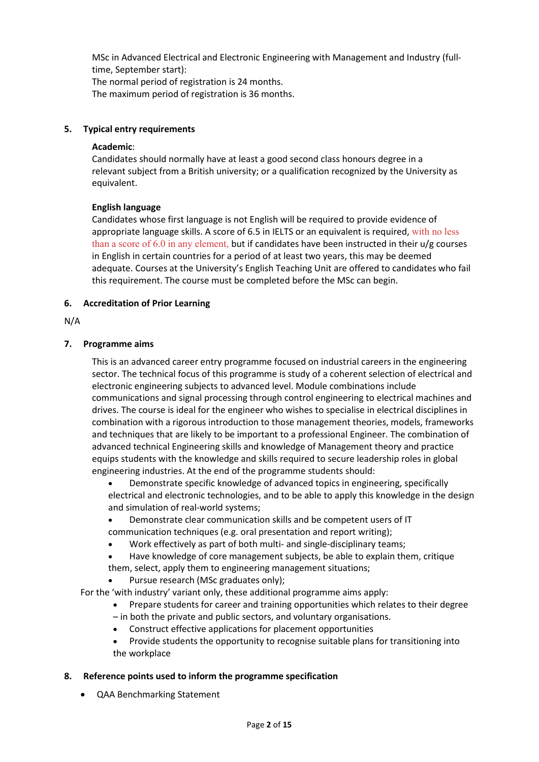MSc in Advanced Electrical and Electronic Engineering with Management and Industry (full-time, September start):
The normal period of registration is 24 months.
The maximum period of registration is 36 months.

## 5. Typical entry requirements

**Academic**:
Candidates should normally have at least a good second class honours degree in a relevant subject from a British university; or a qualification recognized by the University as equivalent.

**English language**
Candidates whose first language is not English will be required to provide evidence of appropriate language skills. A score of 6.5 in IELTS or an equivalent is required, with no less than a score of 6.0 in any element, but if candidates have been instructed in their u/g courses in English in certain countries for a period of at least two years, this may be deemed adequate. Courses at the University's English Teaching Unit are offered to candidates who fail this requirement. The course must be completed before the MSc can begin.

## 6. Accreditation of Prior Learning

N/A

## 7. Programme aims

This is an advanced career entry programme focused on industrial careers in the engineering sector. The technical focus of this programme is study of a coherent selection of electrical and electronic engineering subjects to advanced level. Module combinations include communications and signal processing through control engineering to electrical machines and drives. The course is ideal for the engineer who wishes to specialise in electrical disciplines in combination with a rigorous introduction to those management theories, models, frameworks and techniques that are likely to be important to a professional Engineer. The combination of advanced technical Engineering skills and knowledge of Management theory and practice equips students with the knowledge and skills required to secure leadership roles in global engineering industries. At the end of the programme students should:

- Demonstrate specific knowledge of advanced topics in engineering, specifically electrical and electronic technologies, and to be able to apply this knowledge in the design and simulation of real-world systems;
- Demonstrate clear communication skills and be competent users of IT communication techniques (e.g. oral presentation and report writing);
- Work effectively as part of both multi- and single-disciplinary teams;
- Have knowledge of core management subjects, be able to explain them, critique them, select, apply them to engineering management situations;
- Pursue research (MSc graduates only);

For the 'with industry' variant only, these additional programme aims apply:

- Prepare students for career and training opportunities which relates to their degree – in both the private and public sectors, and voluntary organisations.
- Construct effective applications for placement opportunities
- Provide students the opportunity to recognise suitable plans for transitioning into the workplace

## 8. Reference points used to inform the programme specification

- QAA Benchmarking Statement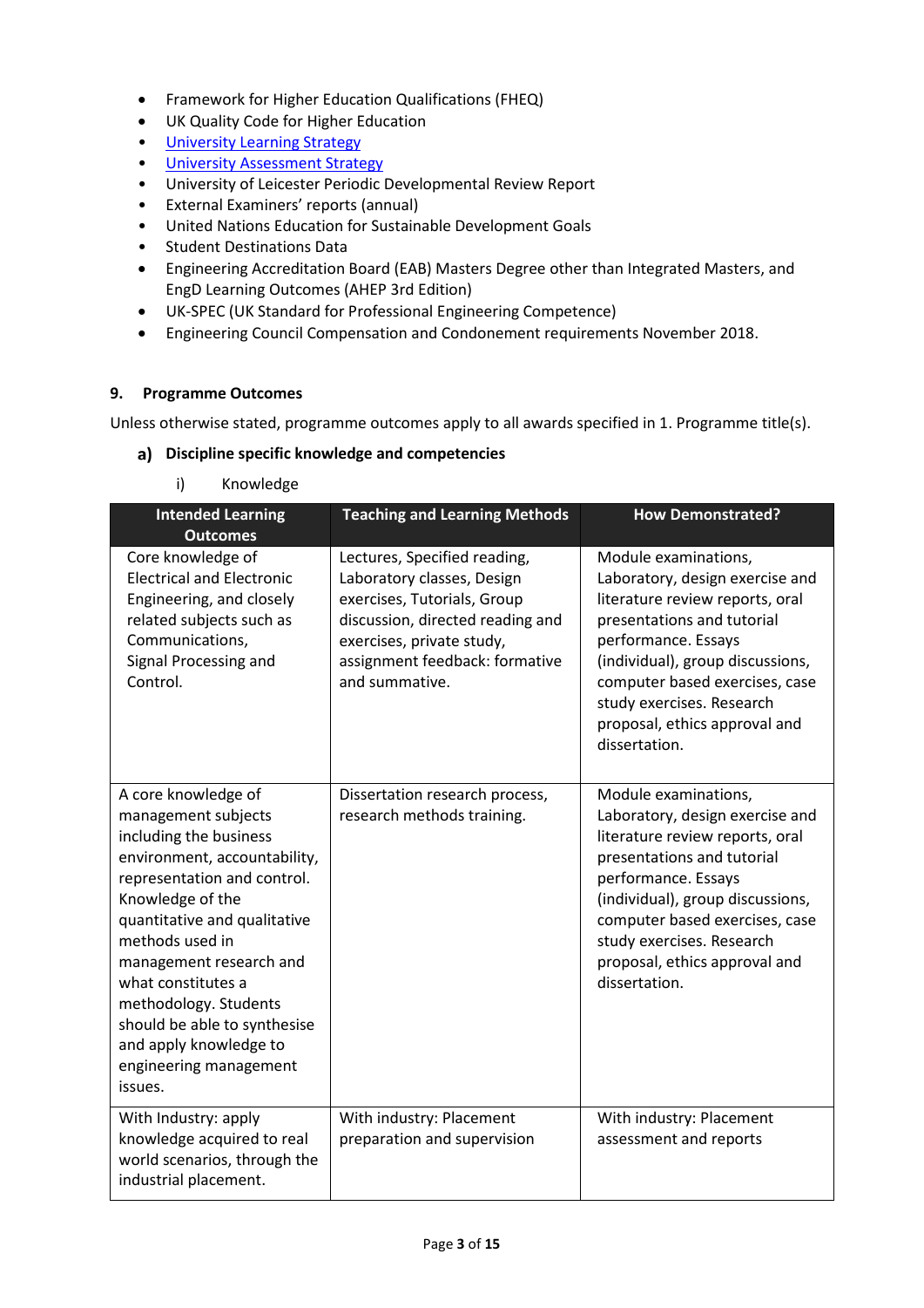- Framework for Higher Education Qualifications (FHEQ)
- UK Quality Code for Higher Education
- [University Learning Strategy]()
- [University Assessment Strategy]()
- University of Leicester Periodic Developmental Review Report
- External Examiners' reports (annual)
- United Nations Education for Sustainable Development Goals
- Student Destinations Data
- Engineering Accreditation Board (EAB) Masters Degree other than Integrated Masters, and EngD Learning Outcomes (AHEP 3rd Edition)
- UK-SPEC (UK Standard for Professional Engineering Competence)
- Engineering Council Compensation and Condonement requirements November 2018.

### 9. Programme Outcomes

Unless otherwise stated, programme outcomes apply to all awards specified in 1. Programme title(s).

#### a) Discipline specific knowledge and competencies

i) Knowledge

| Intended Learning Outcomes | Teaching and Learning Methods | How Demonstrated? |
|---|---|---|
| Core knowledge of Electrical and Electronic Engineering, and closely related subjects such as Communications, Signal Processing and Control. | Lectures, Specified reading, Laboratory classes, Design exercises, Tutorials, Group discussion, directed reading and exercises, private study, assignment feedback: formative and summative. | Module examinations, Laboratory, design exercise and literature review reports, oral presentations and tutorial performance. Essays (individual), group discussions, computer based exercises, case study exercises. Research proposal, ethics approval and dissertation. |
| A core knowledge of management subjects including the business environment, accountability, representation and control. Knowledge of the quantitative and qualitative methods used in management research and what constitutes a methodology. Students should be able to synthesise and apply knowledge to engineering management issues. | Dissertation research process, research methods training. | Module examinations, Laboratory, design exercise and literature review reports, oral presentations and tutorial performance. Essays (individual), group discussions, computer based exercises, case study exercises. Research proposal, ethics approval and dissertation. |
| With Industry: apply knowledge acquired to real world scenarios, through the industrial placement. | With industry: Placement preparation and supervision | With industry: Placement assessment and reports |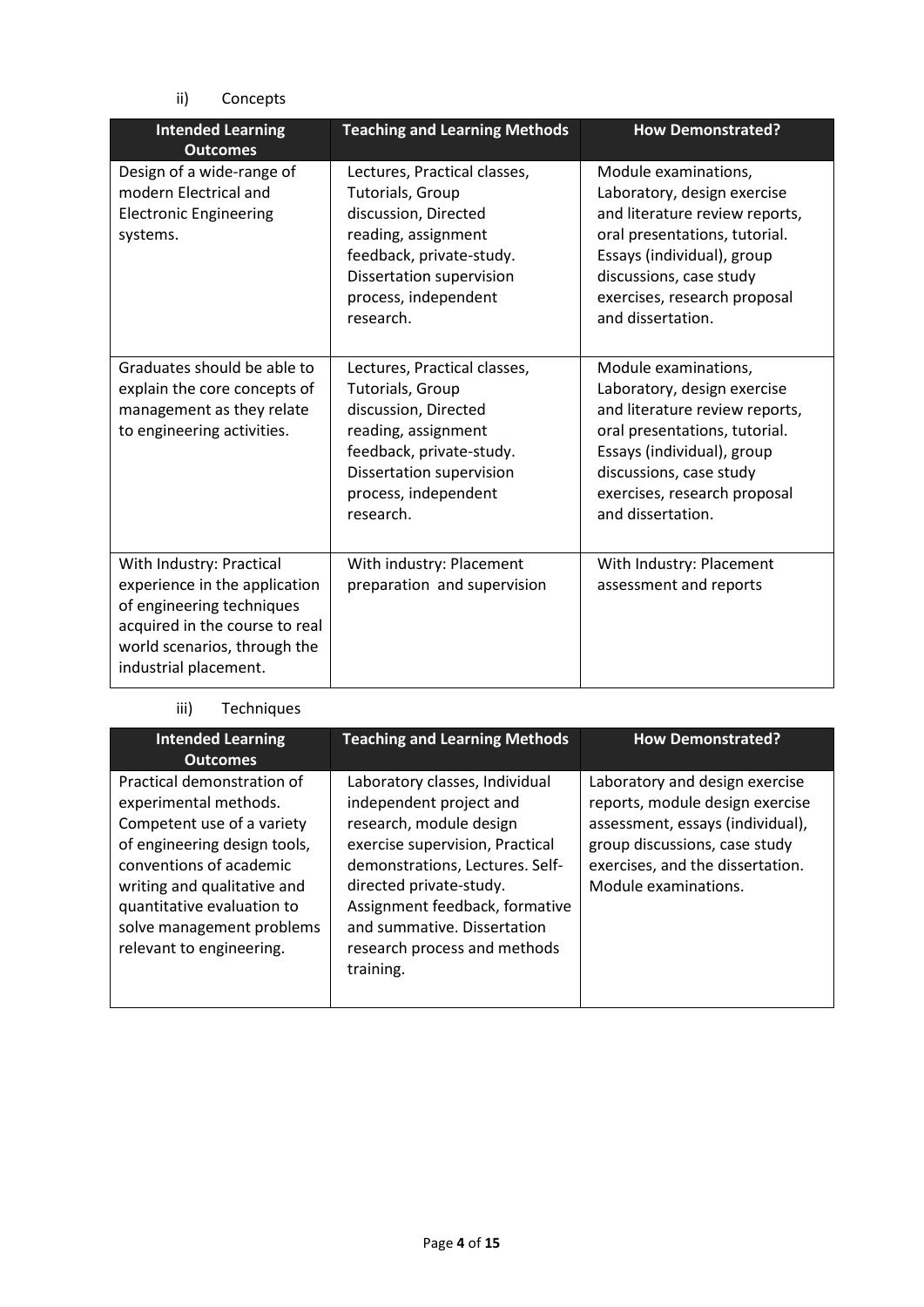ii) Concepts

| Intended Learning Outcomes | Teaching and Learning Methods | How Demonstrated? |
| --- | --- | --- |
| Design of a wide-range of modern Electrical and Electronic Engineering systems. | Lectures, Practical classes, Tutorials, Group discussion, Directed reading, assignment feedback, private-study. Dissertation supervision process, independent research. | Module examinations, Laboratory, design exercise and literature review reports, oral presentations, tutorial. Essays (individual), group discussions, case study exercises, research proposal and dissertation. |
| Graduates should be able to explain the core concepts of management as they relate to engineering activities. | Lectures, Practical classes, Tutorials, Group discussion, Directed reading, assignment feedback, private-study. Dissertation supervision process, independent research. | Module examinations, Laboratory, design exercise and literature review reports, oral presentations, tutorial. Essays (individual), group discussions, case study exercises, research proposal and dissertation. |
| With Industry: Practical experience in the application of engineering techniques acquired in the course to real world scenarios, through the industrial placement. | With industry: Placement preparation and supervision | With Industry: Placement assessment and reports |

iii) Techniques

| Intended Learning Outcomes | Teaching and Learning Methods | How Demonstrated? |
| --- | --- | --- |
| Practical demonstration of experimental methods. Competent use of a variety of engineering design tools, conventions of academic writing and qualitative and quantitative evaluation to solve management problems relevant to engineering. | Laboratory classes, Individual independent project and research, module design exercise supervision, Practical demonstrations, Lectures. Self-directed private-study. Assignment feedback, formative and summative. Dissertation research process and methods training. | Laboratory and design exercise reports, module design exercise assessment, essays (individual), group discussions, case study exercises, and the dissertation. Module examinations. |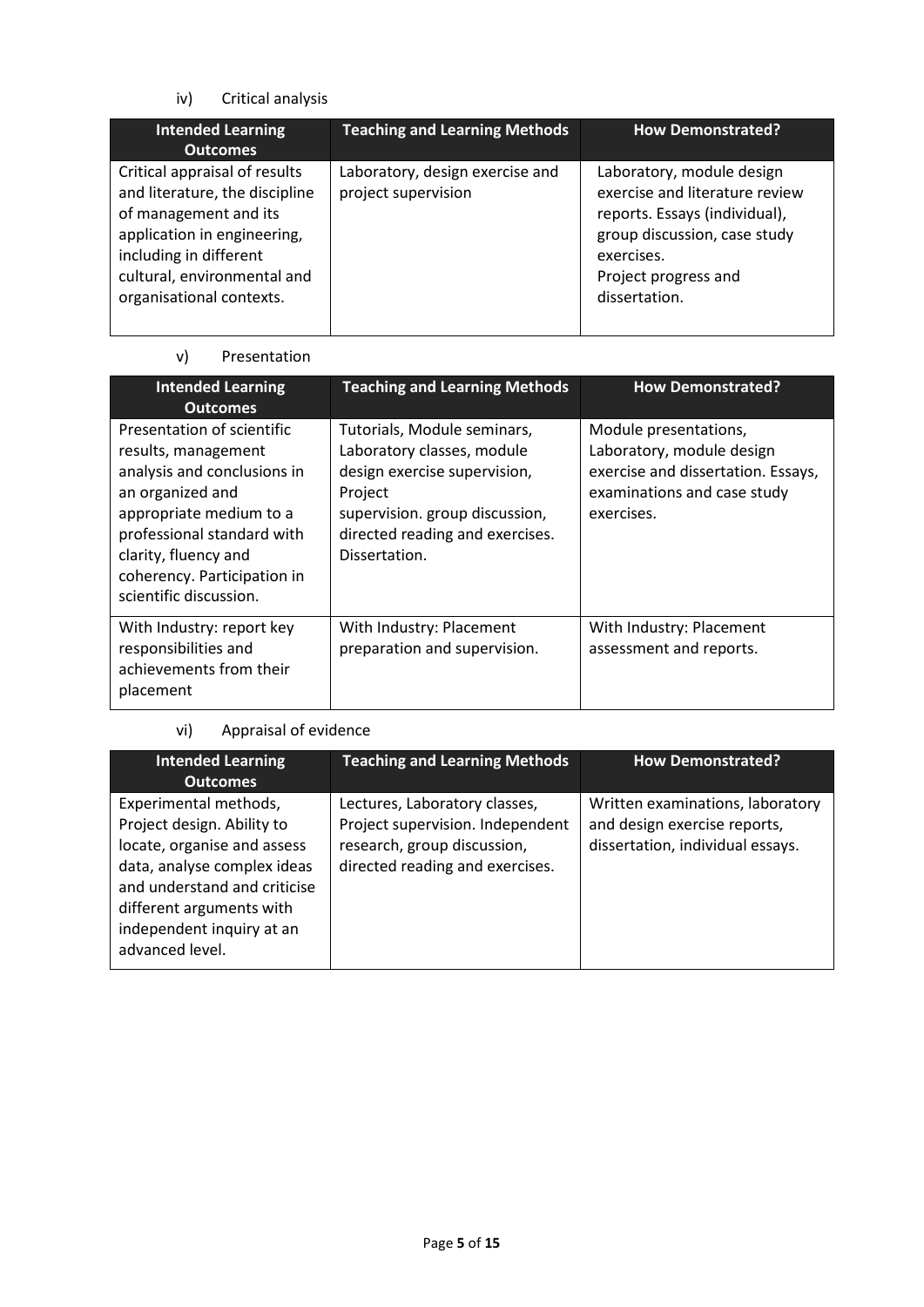iv) Critical analysis

| Intended Learning Outcomes | Teaching and Learning Methods | How Demonstrated? |
| --- | --- | --- |
| Critical appraisal of results and literature, the discipline of management and its application in engineering, including in different cultural, environmental and organisational contexts. | Laboratory, design exercise and project supervision | Laboratory, module design exercise and literature review reports. Essays (individual), group discussion, case study exercises. Project progress and dissertation. |

v) Presentation

| Intended Learning Outcomes | Teaching and Learning Methods | How Demonstrated? |
| --- | --- | --- |
| Presentation of scientific results, management analysis and conclusions in an organized and appropriate medium to a professional standard with clarity, fluency and coherency. Participation in scientific discussion. | Tutorials, Module seminars, Laboratory classes, module design exercise supervision, Project supervision. group discussion, directed reading and exercises. Dissertation. | Module presentations, Laboratory, module design exercise and dissertation. Essays, examinations and case study exercises. |
| With Industry: report key responsibilities and achievements from their placement | With Industry: Placement preparation and supervision. | With Industry: Placement assessment and reports. |

vi) Appraisal of evidence

| Intended Learning Outcomes | Teaching and Learning Methods | How Demonstrated? |
| --- | --- | --- |
| Experimental methods, Project design. Ability to locate, organise and assess data, analyse complex ideas and understand and criticise different arguments with independent inquiry at an advanced level. | Lectures, Laboratory classes, Project supervision. Independent research, group discussion, directed reading and exercises. | Written examinations, laboratory and design exercise reports, dissertation, individual essays. |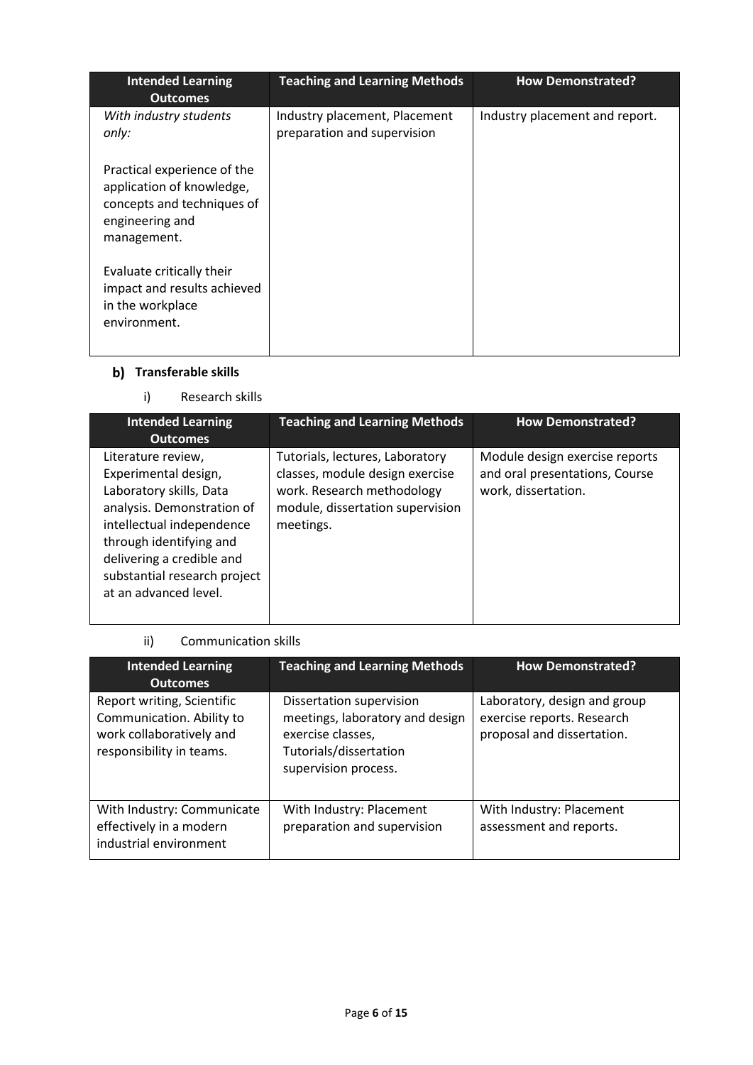| Intended Learning Outcomes | Teaching and Learning Methods | How Demonstrated? |
|---|---|---|
| *With industry students only:*<br><br>Practical experience of the application of knowledge, concepts and techniques of engineering and management.<br><br>Evaluate critically their impact and results achieved in the workplace environment. | Industry placement, Placement preparation and supervision | Industry placement and report. |

### b) Transferable skills

i) Research skills

| Intended Learning Outcomes | Teaching and Learning Methods | How Demonstrated? |
|---|---|---|
| Literature review, Experimental design, Laboratory skills, Data analysis. Demonstration of intellectual independence through identifying and delivering a credible and substantial research project at an advanced level. | Tutorials, lectures, Laboratory classes, module design exercise work. Research methodology module, dissertation supervision meetings. | Module design exercise reports and oral presentations, Course work, dissertation. |

ii) Communication skills

| Intended Learning Outcomes | Teaching and Learning Methods | How Demonstrated? |
|---|---|---|
| Report writing, Scientific Communication. Ability to work collaboratively and responsibility in teams. | Dissertation supervision meetings, laboratory and design exercise classes, Tutorials/dissertation supervision process. | Laboratory, design and group exercise reports. Research proposal and dissertation. |
| With Industry: Communicate effectively in a modern industrial environment | With Industry: Placement preparation and supervision | With Industry: Placement assessment and reports. |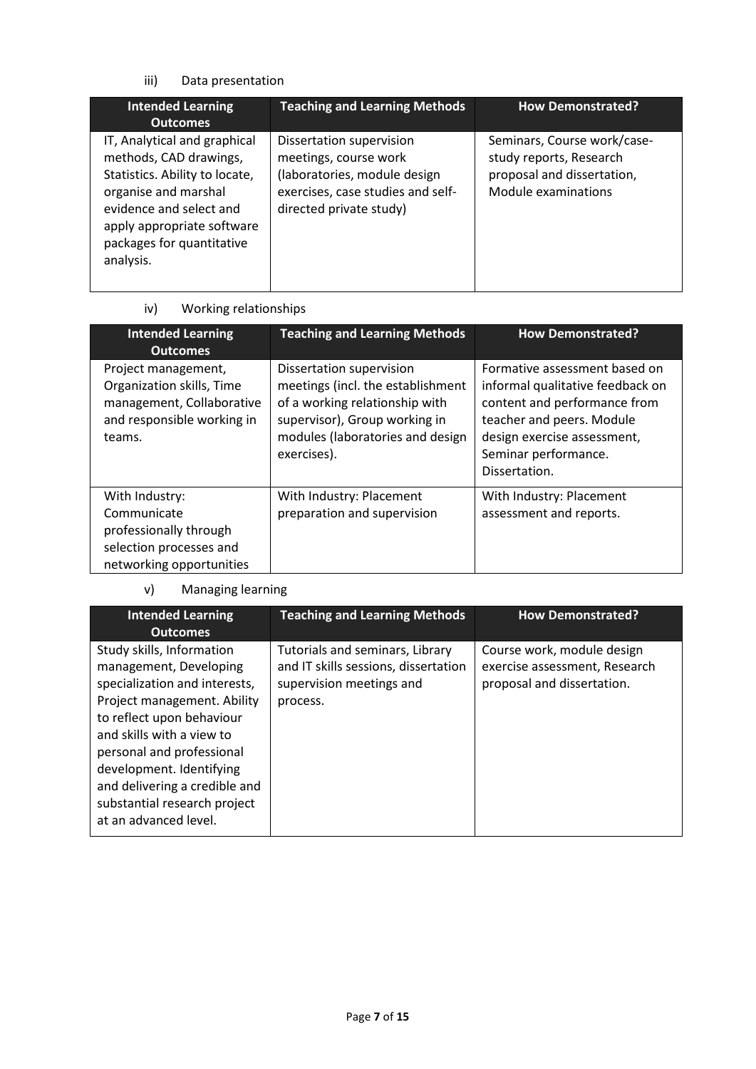iii) Data presentation

| Intended Learning Outcomes | Teaching and Learning Methods | How Demonstrated? |
|---|---|---|
| IT, Analytical and graphical methods, CAD drawings, Statistics. Ability to locate, organise and marshal evidence and select and apply appropriate software packages for quantitative analysis. | Dissertation supervision meetings, course work (laboratories, module design exercises, case studies and self-directed private study) | Seminars, Course work/case-study reports, Research proposal and dissertation, Module examinations |

iv) Working relationships

| Intended Learning Outcomes | Teaching and Learning Methods | How Demonstrated? |
|---|---|---|
| Project management, Organization skills, Time management, Collaborative and responsible working in teams. | Dissertation supervision meetings (incl. the establishment of a working relationship with supervisor), Group working in modules (laboratories and design exercises). | Formative assessment based on informal qualitative feedback on content and performance from teacher and peers. Module design exercise assessment, Seminar performance. Dissertation. |
| With Industry: Communicate professionally through selection processes and networking opportunities | With Industry: Placement preparation and supervision | With Industry: Placement assessment and reports. |

v) Managing learning

| Intended Learning Outcomes | Teaching and Learning Methods | How Demonstrated? |
|---|---|---|
| Study skills, Information management, Developing specialization and interests, Project management. Ability to reflect upon behaviour and skills with a view to personal and professional development. Identifying and delivering a credible and substantial research project at an advanced level. | Tutorials and seminars, Library and IT skills sessions, dissertation supervision meetings and process. | Course work, module design exercise assessment, Research proposal and dissertation. |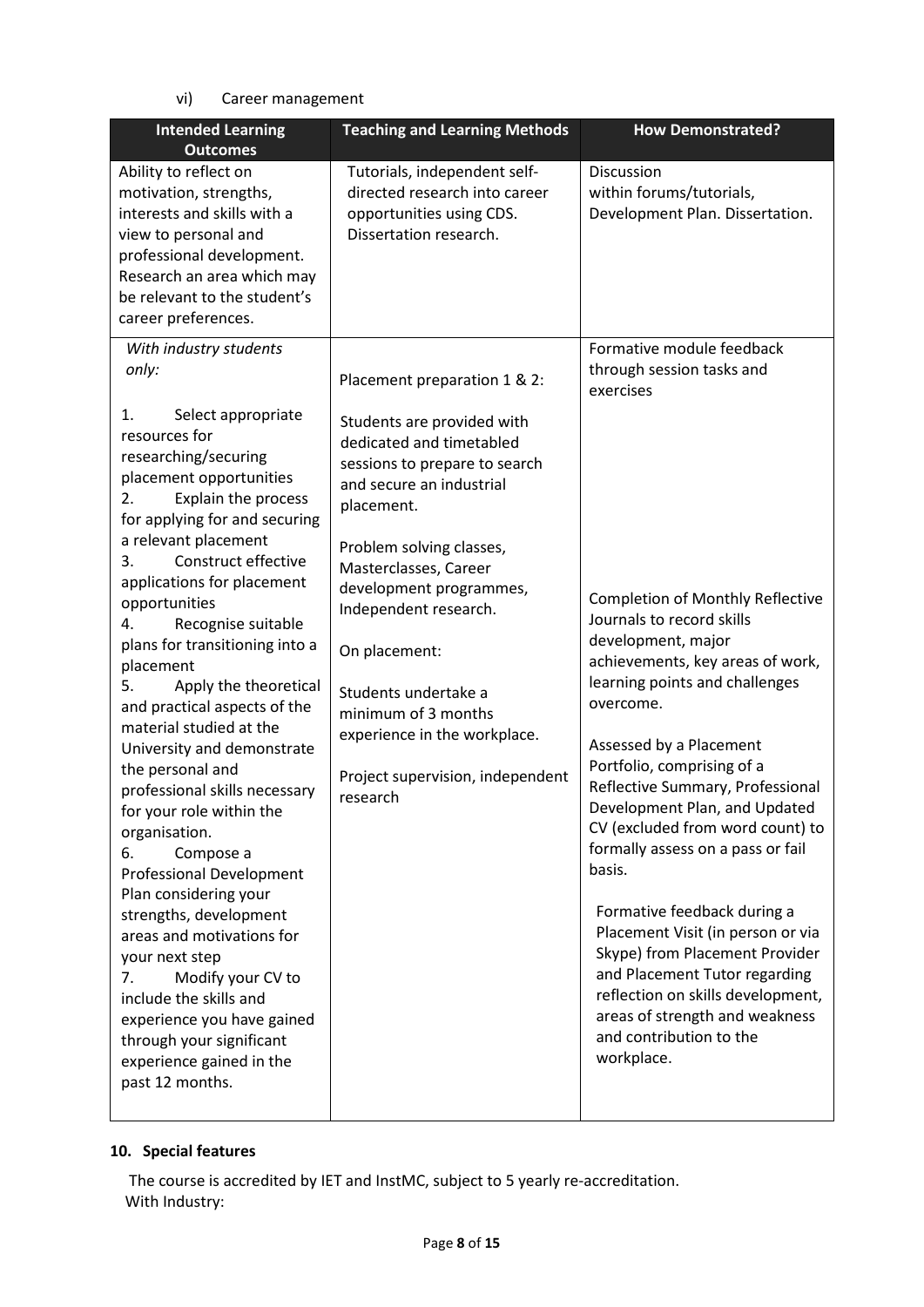vi) Career management

| Intended Learning Outcomes | Teaching and Learning Methods | How Demonstrated? |
|---|---|---|
| Ability to reflect on motivation, strengths, interests and skills with a view to personal and professional development. Research an area which may be relevant to the student's career preferences. | Tutorials, independent self-directed research into career opportunities using CDS. Dissertation research. | Discussion within forums/tutorials, Development Plan. Dissertation. |
| *With industry students only:*<br><br>1. Select appropriate resources for researching/securing placement opportunities<br>2. Explain the process for applying for and securing a relevant placement<br>3. Construct effective applications for placement opportunities<br>4. Recognise suitable plans for transitioning into a placement<br>5. Apply the theoretical and practical aspects of the material studied at the University and demonstrate the personal and professional skills necessary for your role within the organisation.<br>6. Compose a Professional Development Plan considering your strengths, development areas and motivations for your next step<br>7. Modify your CV to include the skills and experience you have gained through your significant experience gained in the past 12 months. | Placement preparation 1 & 2:<br><br>Students are provided with dedicated and timetabled sessions to prepare to search and secure an industrial placement.<br><br>Problem solving classes, Masterclasses, Career development programmes, Independent research.<br><br>On placement:<br><br>Students undertake a minimum of 3 months experience in the workplace.<br><br>Project supervision, independent research | Formative module feedback through session tasks and exercises<br><br>Completion of Monthly Reflective Journals to record skills development, major achievements, key areas of work, learning points and challenges overcome.<br><br>Assessed by a Placement Portfolio, comprising of a Reflective Summary, Professional Development Plan, and Updated CV (excluded from word count) to formally assess on a pass or fail basis.<br><br>Formative feedback during a Placement Visit (in person or via Skype) from Placement Provider and Placement Tutor regarding reflection on skills development, areas of strength and weakness and contribution to the workplace. |

## 10. Special features

The course is accredited by IET and InstMC, subject to 5 yearly re-accreditation.

With Industry: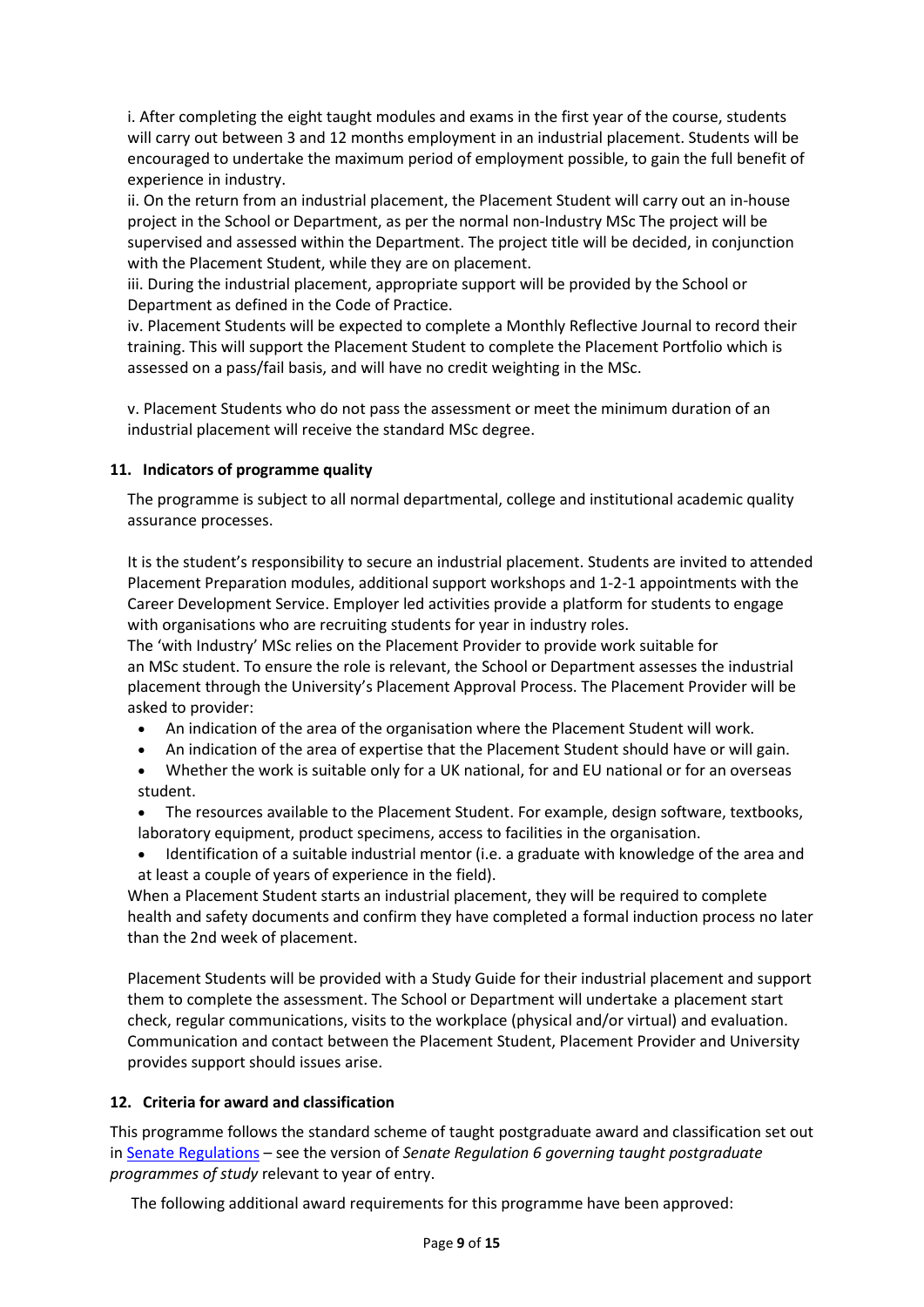i. After completing the eight taught modules and exams in the first year of the course, students will carry out between 3 and 12 months employment in an industrial placement. Students will be encouraged to undertake the maximum period of employment possible, to gain the full benefit of experience in industry.
ii. On the return from an industrial placement, the Placement Student will carry out an in-house project in the School or Department, as per the normal non-Industry MSc The project will be supervised and assessed within the Department. The project title will be decided, in conjunction with the Placement Student, while they are on placement.
iii. During the industrial placement, appropriate support will be provided by the School or Department as defined in the Code of Practice.
iv. Placement Students will be expected to complete a Monthly Reflective Journal to record their training. This will support the Placement Student to complete the Placement Portfolio which is assessed on a pass/fail basis, and will have no credit weighting in the MSc.

v. Placement Students who do not pass the assessment or meet the minimum duration of an industrial placement will receive the standard MSc degree.

## 11. Indicators of programme quality

The programme is subject to all normal departmental, college and institutional academic quality assurance processes.

It is the student's responsibility to secure an industrial placement. Students are invited to attended Placement Preparation modules, additional support workshops and 1-2-1 appointments with the Career Development Service. Employer led activities provide a platform for students to engage with organisations who are recruiting students for year in industry roles.
The 'with Industry' MSc relies on the Placement Provider to provide work suitable for an MSc student. To ensure the role is relevant, the School or Department assesses the industrial placement through the University's Placement Approval Process. The Placement Provider will be asked to provider:

- An indication of the area of the organisation where the Placement Student will work.
- An indication of the area of expertise that the Placement Student should have or will gain.
- Whether the work is suitable only for a UK national, for and EU national or for an overseas student.
- The resources available to the Placement Student. For example, design software, textbooks, laboratory equipment, product specimens, access to facilities in the organisation.
- Identification of a suitable industrial mentor (i.e. a graduate with knowledge of the area and at least a couple of years of experience in the field).

When a Placement Student starts an industrial placement, they will be required to complete health and safety documents and confirm they have completed a formal induction process no later than the 2nd week of placement.

Placement Students will be provided with a Study Guide for their industrial placement and support them to complete the assessment. The School or Department will undertake a placement start check, regular communications, visits to the workplace (physical and/or virtual) and evaluation. Communication and contact between the Placement Student, Placement Provider and University provides support should issues arise.

## 12. Criteria for award and classification

This programme follows the standard scheme of taught postgraduate award and classification set out in Senate Regulations – see the version of *Senate Regulation 6 governing taught postgraduate programmes of study* relevant to year of entry.

The following additional award requirements for this programme have been approved: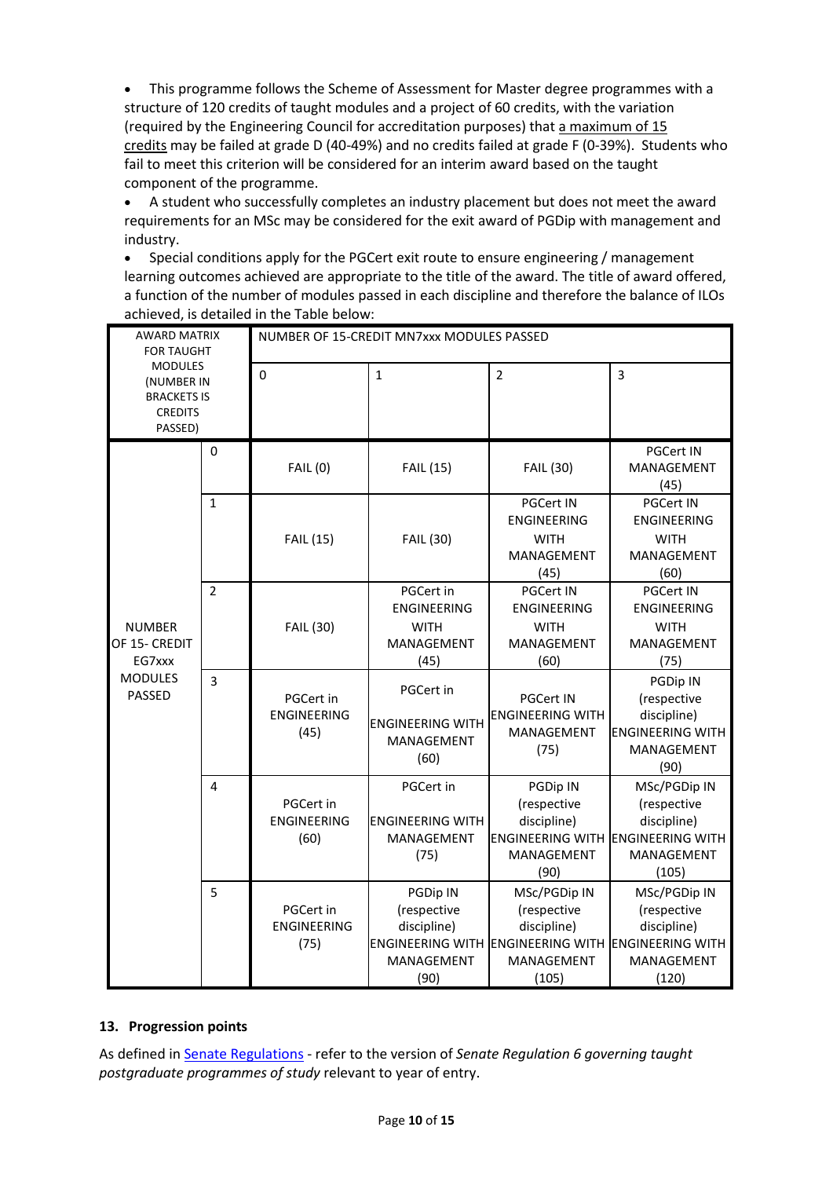- This programme follows the Scheme of Assessment for Master degree programmes with a structure of 120 credits of taught modules and a project of 60 credits, with the variation (required by the Engineering Council for accreditation purposes) that a maximum of 15 credits may be failed at grade D (40-49%) and no credits failed at grade F (0-39%). Students who fail to meet this criterion will be considered for an interim award based on the taught component of the programme.
- A student who successfully completes an industry placement but does not meet the award requirements for an MSc may be considered for the exit award of PGDip with management and industry.
- Special conditions apply for the PGCert exit route to ensure engineering / management learning outcomes achieved are appropriate to the title of the award. The title of award offered, a function of the number of modules passed in each discipline and therefore the balance of ILOs achieved, is detailed in the Table below:

| AWARD MATRIX FOR TAUGHT MODULES (NUMBER IN BRACKETS IS CREDITS PASSED) | | NUMBER OF 15-CREDIT MN7xxx MODULES PASSED | | | |
|---|---|---|---|---|---|
| | | 0 | 1 | 2 | 3 |
| NUMBER OF 15- CREDIT EG7xxx MODULES PASSED | 0 | FAIL (0) | FAIL (15) | FAIL (30) | PGCert IN MANAGEMENT (45) |
| | 1 | FAIL (15) | FAIL (30) | PGCert IN ENGINEERING WITH MANAGEMENT (45) | PGCert IN ENGINEERING WITH MANAGEMENT (60) |
| | 2 | FAIL (30) | PGCert in ENGINEERING WITH MANAGEMENT (45) | PGCert IN ENGINEERING WITH MANAGEMENT (60) | PGCert IN ENGINEERING WITH MANAGEMENT (75) |
| | 3 | PGCert in ENGINEERING (45) | PGCert in ENGINEERING WITH MANAGEMENT (60) | PGCert IN ENGINEERING WITH MANAGEMENT (75) | PGDip IN (respective discipline) ENGINEERING WITH MANAGEMENT (90) |
| | 4 | PGCert in ENGINEERING (60) | PGCert in ENGINEERING WITH MANAGEMENT (75) | PGDip IN (respective discipline) ENGINEERING WITH MANAGEMENT (90) | MSc/PGDip IN (respective discipline) ENGINEERING WITH MANAGEMENT (105) |
| | 5 | PGCert in ENGINEERING (75) | PGDip IN (respective discipline) ENGINEERING WITH MANAGEMENT (90) | MSc/PGDip IN (respective discipline) ENGINEERING WITH MANAGEMENT (105) | MSc/PGDip IN (respective discipline) ENGINEERING WITH MANAGEMENT (120) |

## 13. Progression points

As defined in Senate Regulations - refer to the version of *Senate Regulation 6 governing taught postgraduate programmes of study* relevant to year of entry.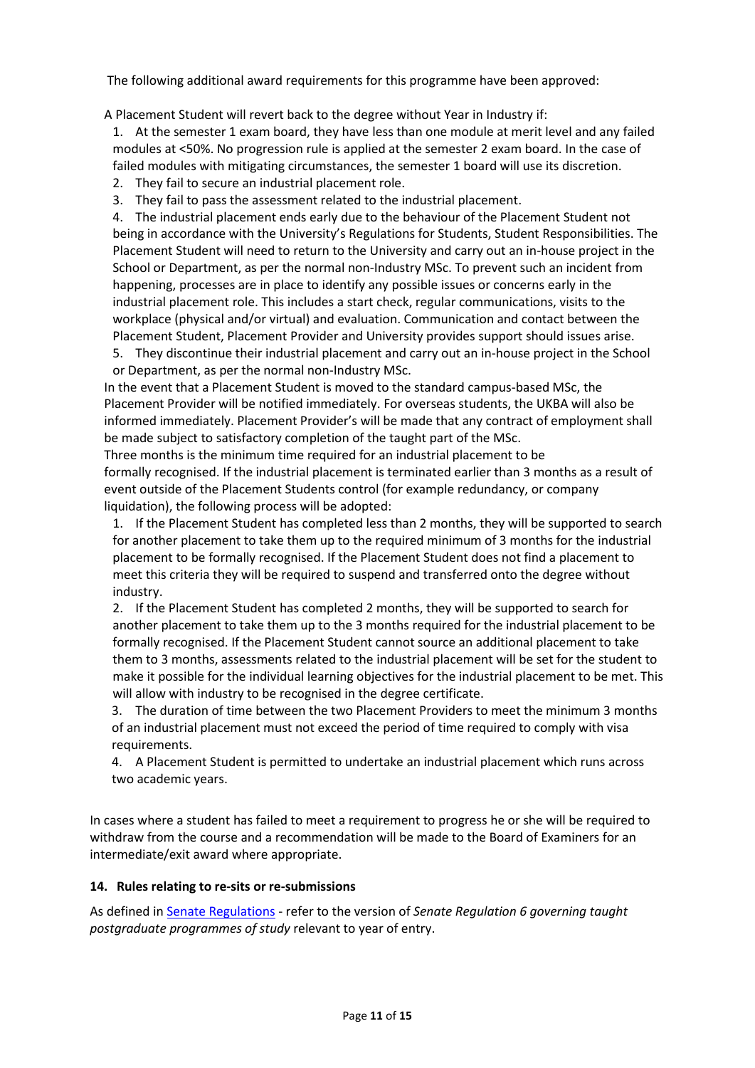The following additional award requirements for this programme have been approved:

A Placement Student will revert back to the degree without Year in Industry if:

1. At the semester 1 exam board, they have less than one module at merit level and any failed modules at <50%. No progression rule is applied at the semester 2 exam board. In the case of failed modules with mitigating circumstances, the semester 1 board will use its discretion.
2. They fail to secure an industrial placement role.
3. They fail to pass the assessment related to the industrial placement.
4. The industrial placement ends early due to the behaviour of the Placement Student not being in accordance with the University's Regulations for Students, Student Responsibilities. The Placement Student will need to return to the University and carry out an in-house project in the School or Department, as per the normal non-Industry MSc. To prevent such an incident from happening, processes are in place to identify any possible issues or concerns early in the industrial placement role. This includes a start check, regular communications, visits to the workplace (physical and/or virtual) and evaluation. Communication and contact between the Placement Student, Placement Provider and University provides support should issues arise.
5. They discontinue their industrial placement and carry out an in-house project in the School or Department, as per the normal non-Industry MSc.

In the event that a Placement Student is moved to the standard campus-based MSc, the Placement Provider will be notified immediately. For overseas students, the UKBA will also be informed immediately. Placement Provider's will be made that any contract of employment shall be made subject to satisfactory completion of the taught part of the MSc.

Three months is the minimum time required for an industrial placement to be formally recognised. If the industrial placement is terminated earlier than 3 months as a result of event outside of the Placement Students control (for example redundancy, or company liquidation), the following process will be adopted:

1. If the Placement Student has completed less than 2 months, they will be supported to search for another placement to take them up to the required minimum of 3 months for the industrial placement to be formally recognised. If the Placement Student does not find a placement to meet this criteria they will be required to suspend and transferred onto the degree without industry.
2. If the Placement Student has completed 2 months, they will be supported to search for another placement to take them up to the 3 months required for the industrial placement to be formally recognised. If the Placement Student cannot source an additional placement to take them to 3 months, assessments related to the industrial placement will be set for the student to make it possible for the individual learning objectives for the industrial placement to be met. This will allow with industry to be recognised in the degree certificate.
3. The duration of time between the two Placement Providers to meet the minimum 3 months of an industrial placement must not exceed the period of time required to comply with visa requirements.
4. A Placement Student is permitted to undertake an industrial placement which runs across two academic years.

In cases where a student has failed to meet a requirement to progress he or she will be required to withdraw from the course and a recommendation will be made to the Board of Examiners for an intermediate/exit award where appropriate.

## 14. Rules relating to re-sits or re-submissions

As defined in Senate Regulations - refer to the version of *Senate Regulation 6 governing taught postgraduate programmes of study* relevant to year of entry.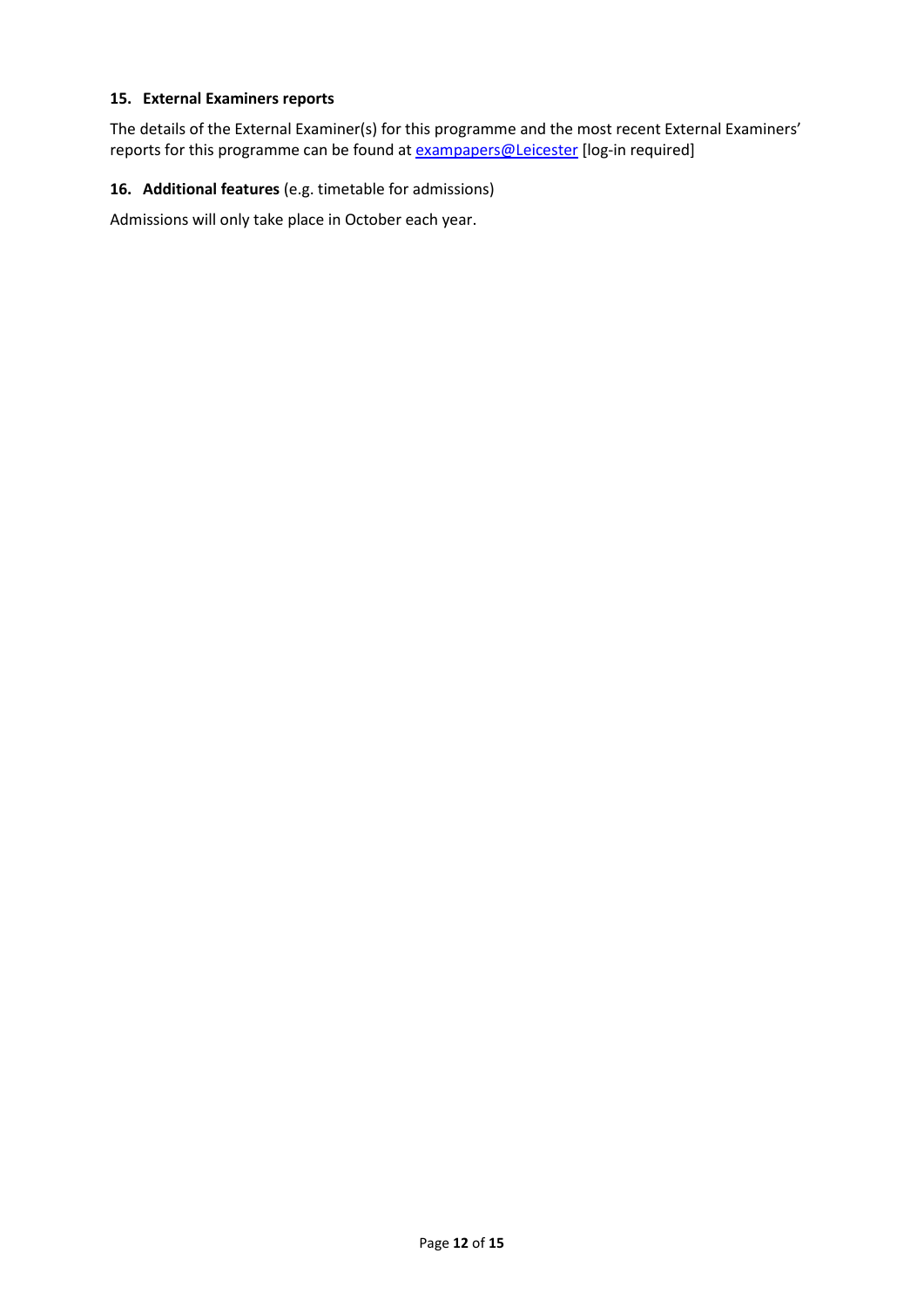## 15. External Examiners reports

The details of the External Examiner(s) for this programme and the most recent External Examiners' reports for this programme can be found at exampapers@Leicester [log-in required]

## 16. Additional features (e.g. timetable for admissions)

Admissions will only take place in October each year.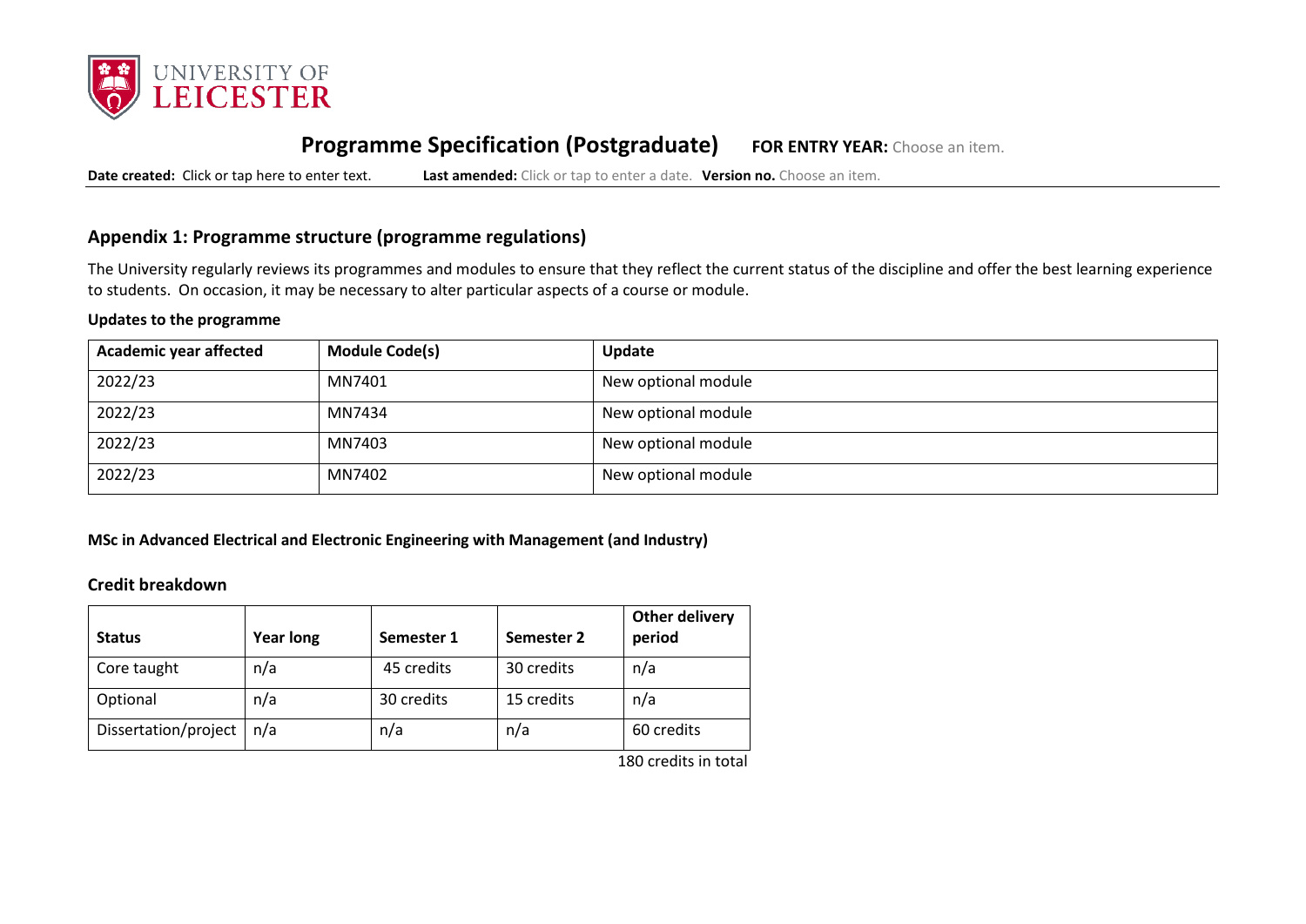# Programme Specification (Postgraduate) **FOR ENTRY YEAR:** Choose an item.

**Date created:** Click or tap here to enter text. **Last amended:** Click or tap to enter a date. **Version no.** Choose an item.

## Appendix 1: Programme structure (programme regulations)

The University regularly reviews its programmes and modules to ensure that they reflect the current status of the discipline and offer the best learning experience to students. On occasion, it may be necessary to alter particular aspects of a course or module.

**Updates to the programme**

| Academic year affected | Module Code(s) | Update |
|---|---|---|
| 2022/23 | MN7401 | New optional module |
| 2022/23 | MN7434 | New optional module |
| 2022/23 | MN7403 | New optional module |
| 2022/23 | MN7402 | New optional module |

**MSc in Advanced Electrical and Electronic Engineering with Management (and Industry)**

### Credit breakdown

| Status | Year long | Semester 1 | Semester 2 | Other delivery period |
|---|---|---|---|---|
| Core taught | n/a | 45 credits | 30 credits | n/a |
| Optional | n/a | 30 credits | 15 credits | n/a |
| Dissertation/project | n/a | n/a | n/a | 60 credits |

180 credits in total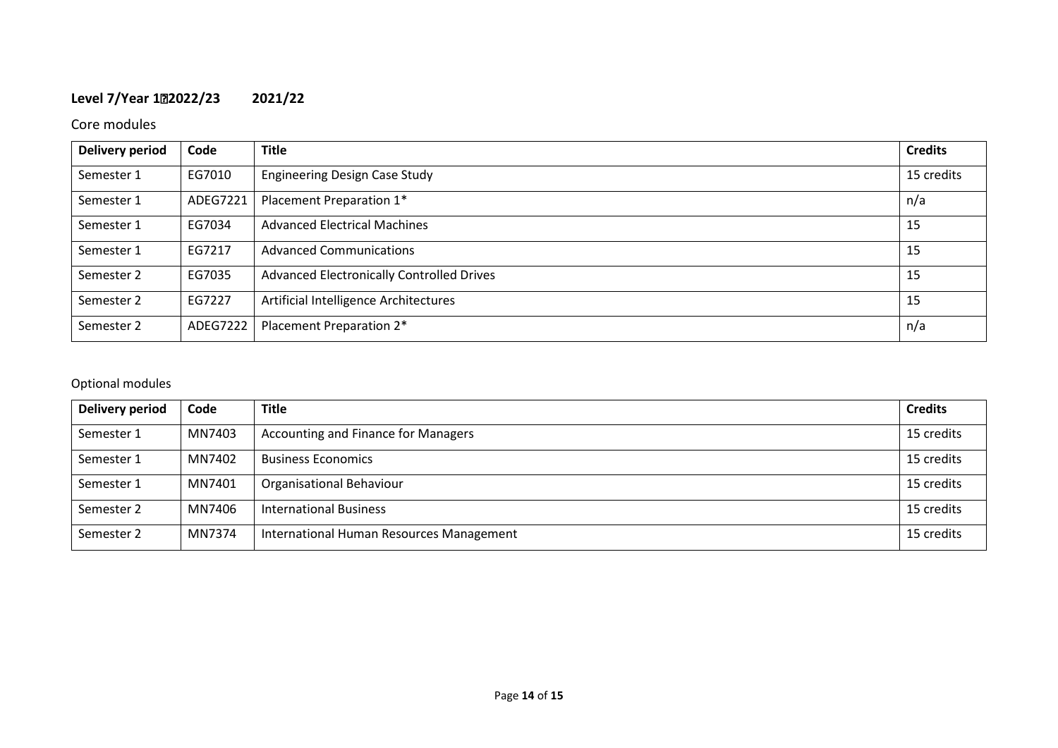## Level 7/Year 12022/23        2021/22

Core modules

| Delivery period | Code | Title | Credits |
|---|---|---|---|
| Semester 1 | EG7010 | Engineering Design Case Study | 15 credits |
| Semester 1 | ADEG7221 | Placement Preparation 1* | n/a |
| Semester 1 | EG7034 | Advanced Electrical Machines | 15 |
| Semester 1 | EG7217 | Advanced Communications | 15 |
| Semester 2 | EG7035 | Advanced Electronically Controlled Drives | 15 |
| Semester 2 | EG7227 | Artificial Intelligence Architectures | 15 |
| Semester 2 | ADEG7222 | Placement Preparation 2* | n/a |

Optional modules

| Delivery period | Code | Title | Credits |
|---|---|---|---|
| Semester 1 | MN7403 | Accounting and Finance for Managers | 15 credits |
| Semester 1 | MN7402 | Business Economics | 15 credits |
| Semester 1 | MN7401 | Organisational Behaviour | 15 credits |
| Semester 2 | MN7406 | International Business | 15 credits |
| Semester 2 | MN7374 | International Human Resources Management | 15 credits |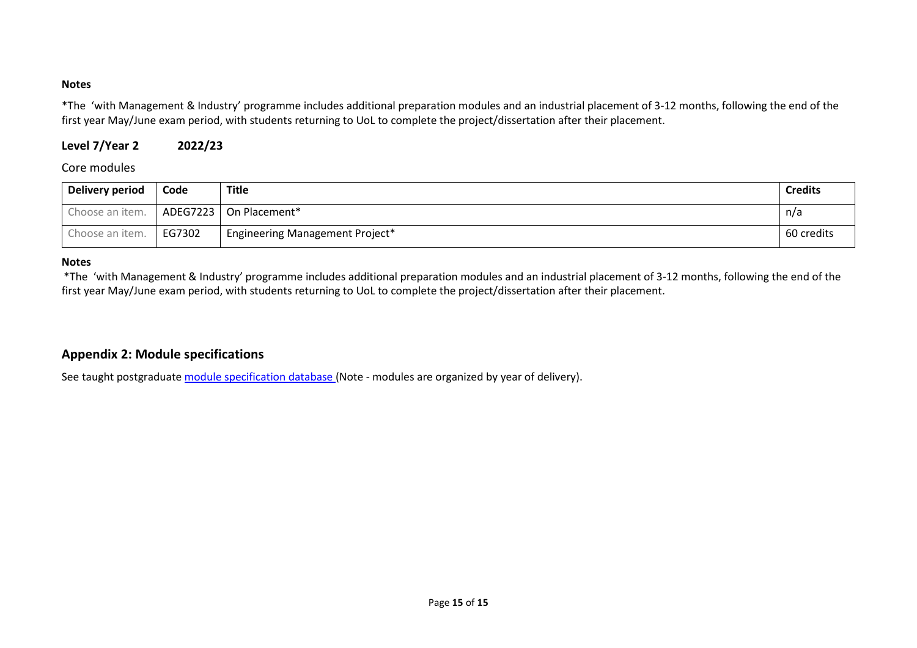**Notes**

*The 'with Management & Industry' programme includes additional preparation modules and an industrial placement of 3-12 months, following the end of the first year May/June exam period, with students returning to UoL to complete the project/dissertation after their placement.

### Level 7/Year 2 2022/23

Core modules

| Delivery period | Code | Title | Credits |
|---|---|---|---|
| Choose an item. | ADEG7223 | On Placement* | n/a |
| Choose an item. | EG7302 | Engineering Management Project* | 60 credits |

**Notes**

*The 'with Management & Industry' programme includes additional preparation modules and an industrial placement of 3-12 months, following the end of the first year May/June exam period, with students returning to UoL to complete the project/dissertation after their placement.

## Appendix 2: Module specifications

See taught postgraduate module specification database (Note - modules are organized by year of delivery).